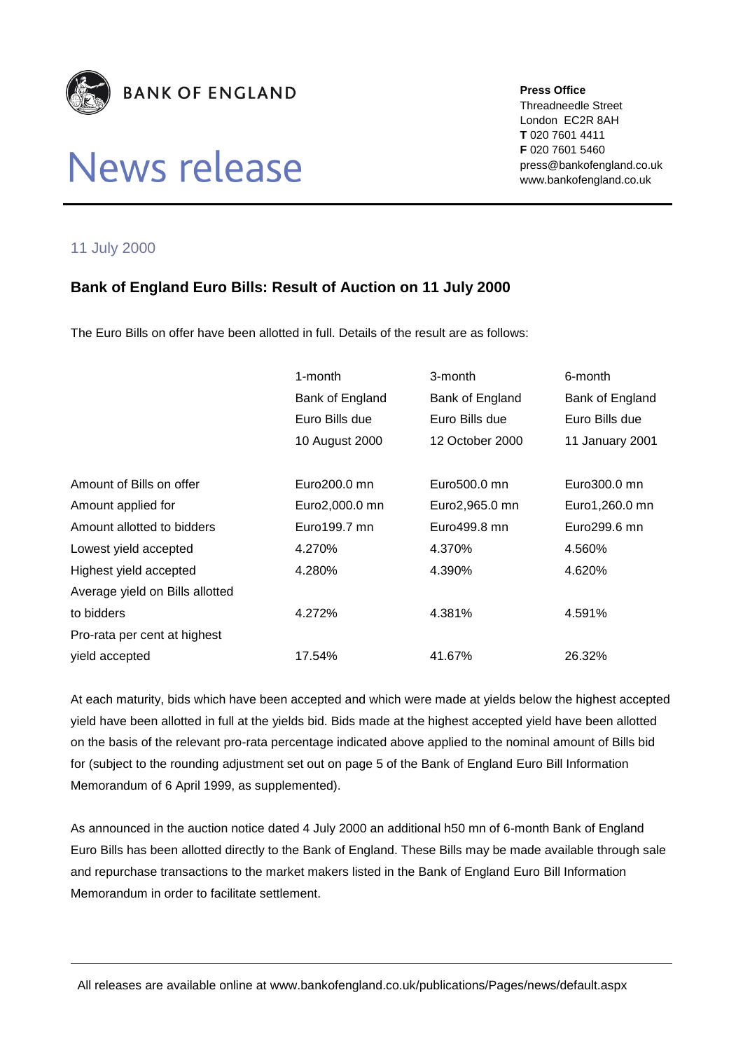BANK OF ENGLAND

# News release

**Press Office**
Threadneedle Street
London EC2R 8AH
**T** 020 7601 4411
**F** 020 7601 5460
press@bankofengland.co.uk
www.bankofengland.co.uk

11 July 2000

## Bank of England Euro Bills: Result of Auction on 11 July 2000

The Euro Bills on offer have been allotted in full. Details of the result are as follows:

| | 1-month Bank of England Euro Bills due 10 August 2000 | 3-month Bank of England Euro Bills due 12 October 2000 | 6-month Bank of England Euro Bills due 11 January 2001 |
|---|---|---|---|
| Amount of Bills on offer | Euro200.0 mn | Euro500.0 mn | Euro300.0 mn |
| Amount applied for | Euro2,000.0 mn | Euro2,965.0 mn | Euro1,260.0 mn |
| Amount allotted to bidders | Euro199.7 mn | Euro499.8 mn | Euro299.6 mn |
| Lowest yield accepted | 4.270% | 4.370% | 4.560% |
| Highest yield accepted | 4.280% | 4.390% | 4.620% |
| Average yield on Bills allotted to bidders | 4.272% | 4.381% | 4.591% |
| Pro-rata per cent at highest yield accepted | 17.54% | 41.67% | 26.32% |

At each maturity, bids which have been accepted and which were made at yields below the highest accepted yield have been allotted in full at the yields bid. Bids made at the highest accepted yield have been allotted on the basis of the relevant pro-rata percentage indicated above applied to the nominal amount of Bills bid for (subject to the rounding adjustment set out on page 5 of the Bank of England Euro Bill Information Memorandum of 6 April 1999, as supplemented).

As announced in the auction notice dated 4 July 2000 an additional h50 mn of 6-month Bank of England Euro Bills has been allotted directly to the Bank of England. These Bills may be made available through sale and repurchase transactions to the market makers listed in the Bank of England Euro Bill Information Memorandum in order to facilitate settlement.

All releases are available online at www.bankofengland.co.uk/publications/Pages/news/default.aspx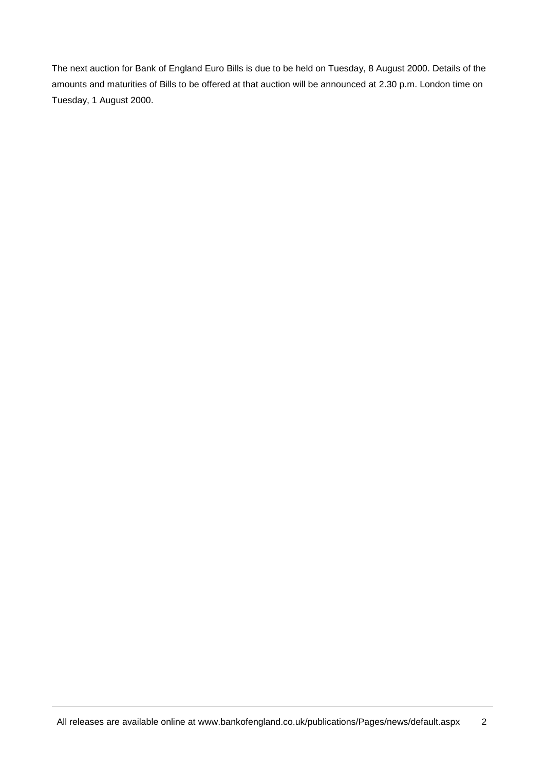The next auction for Bank of England Euro Bills is due to be held on Tuesday, 8 August 2000. Details of the amounts and maturities of Bills to be offered at that auction will be announced at 2.30 p.m. London time on Tuesday, 1 August 2000.